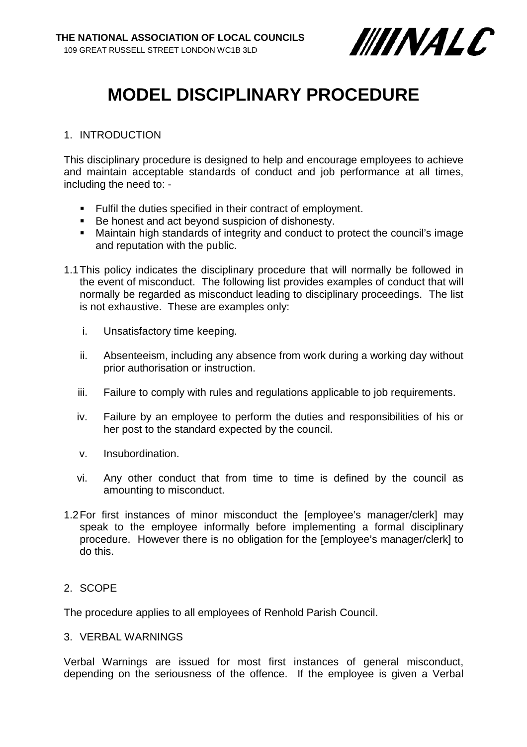THE NATIONAL ASSOCIATION OF LOCAL COUNCILS
109 GREAT RUSSELL STREET LONDON WC1B 3LD

NALC

# MODEL DISCIPLINARY PROCEDURE

## 1. INTRODUCTION

This disciplinary procedure is designed to help and encourage employees to achieve and maintain acceptable standards of conduct and job performance at all times, including the need to: -

- Fulfil the duties specified in their contract of employment.
- Be honest and act beyond suspicion of dishonesty.
- Maintain high standards of integrity and conduct to protect the council's image and reputation with the public.

1.1 This policy indicates the disciplinary procedure that will normally be followed in the event of misconduct. The following list provides examples of conduct that will normally be regarded as misconduct leading to disciplinary proceedings. The list is not exhaustive. These are examples only:

i. Unsatisfactory time keeping.

ii. Absenteeism, including any absence from work during a working day without prior authorisation or instruction.

iii. Failure to comply with rules and regulations applicable to job requirements.

iv. Failure by an employee to perform the duties and responsibilities of his or her post to the standard expected by the council.

v. Insubordination.

vi. Any other conduct that from time to time is defined by the council as amounting to misconduct.

1.2 For first instances of minor misconduct the [employee's manager/clerk] may speak to the employee informally before implementing a formal disciplinary procedure. However there is no obligation for the [employee's manager/clerk] to do this.

## 2. SCOPE

The procedure applies to all employees of Renhold Parish Council.

## 3. VERBAL WARNINGS

Verbal Warnings are issued for most first instances of general misconduct, depending on the seriousness of the offence. If the employee is given a Verbal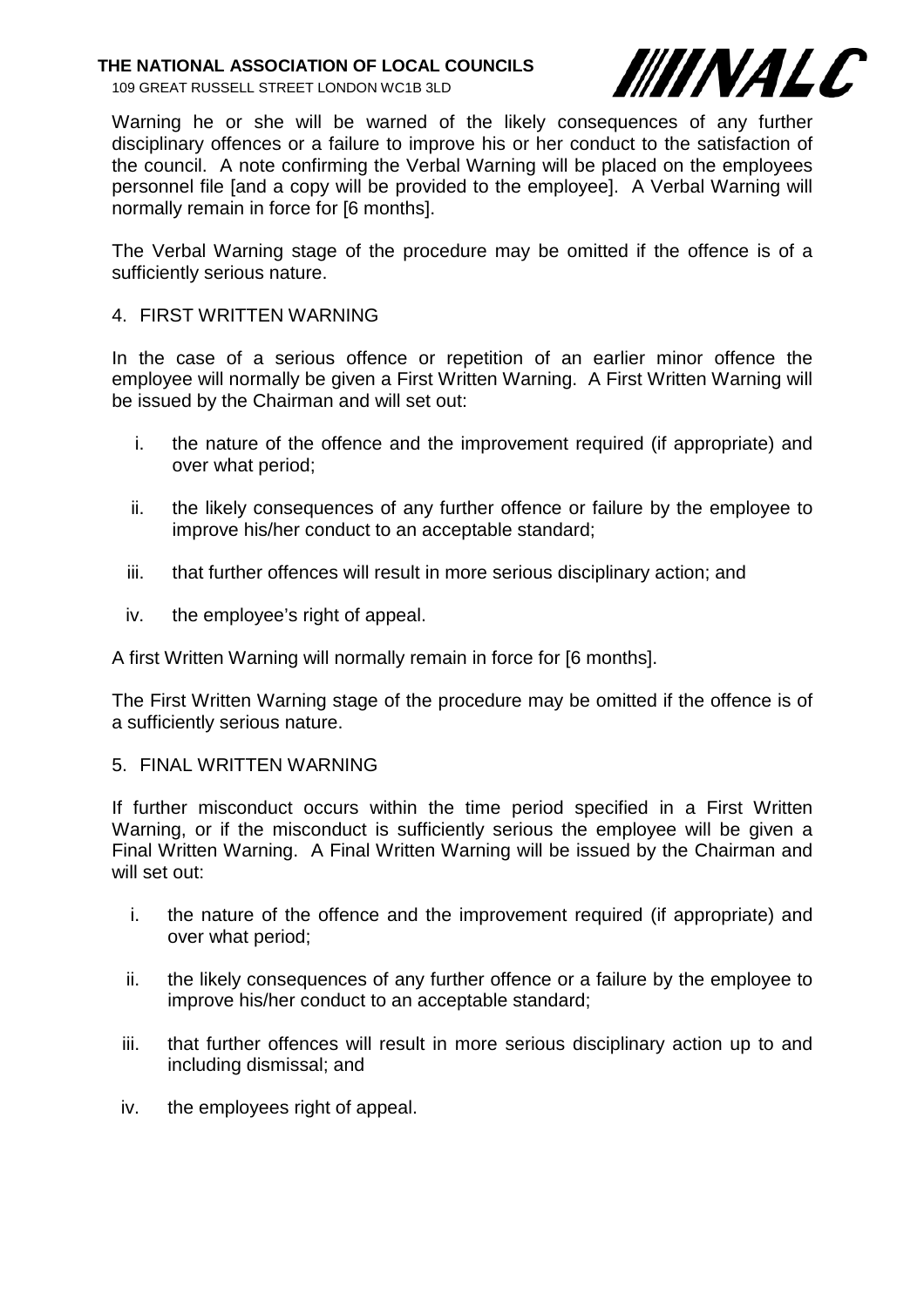Warning he or she will be warned of the likely consequences of any further disciplinary offences or a failure to improve his or her conduct to the satisfaction of the council. A note confirming the Verbal Warning will be placed on the employees personnel file [and a copy will be provided to the employee]. A Verbal Warning will normally remain in force for [6 months].

The Verbal Warning stage of the procedure may be omitted if the offence is of a sufficiently serious nature.

4. FIRST WRITTEN WARNING

In the case of a serious offence or repetition of an earlier minor offence the employee will normally be given a First Written Warning. A First Written Warning will be issued by the Chairman and will set out:

i. the nature of the offence and the improvement required (if appropriate) and over what period;

ii. the likely consequences of any further offence or failure by the employee to improve his/her conduct to an acceptable standard;

iii. that further offences will result in more serious disciplinary action; and

iv. the employee's right of appeal.

A first Written Warning will normally remain in force for [6 months].

The First Written Warning stage of the procedure may be omitted if the offence is of a sufficiently serious nature.

5. FINAL WRITTEN WARNING

If further misconduct occurs within the time period specified in a First Written Warning, or if the misconduct is sufficiently serious the employee will be given a Final Written Warning. A Final Written Warning will be issued by the Chairman and will set out:

i. the nature of the offence and the improvement required (if appropriate) and over what period;

ii. the likely consequences of any further offence or a failure by the employee to improve his/her conduct to an acceptable standard;

iii. that further offences will result in more serious disciplinary action up to and including dismissal; and

iv. the employees right of appeal.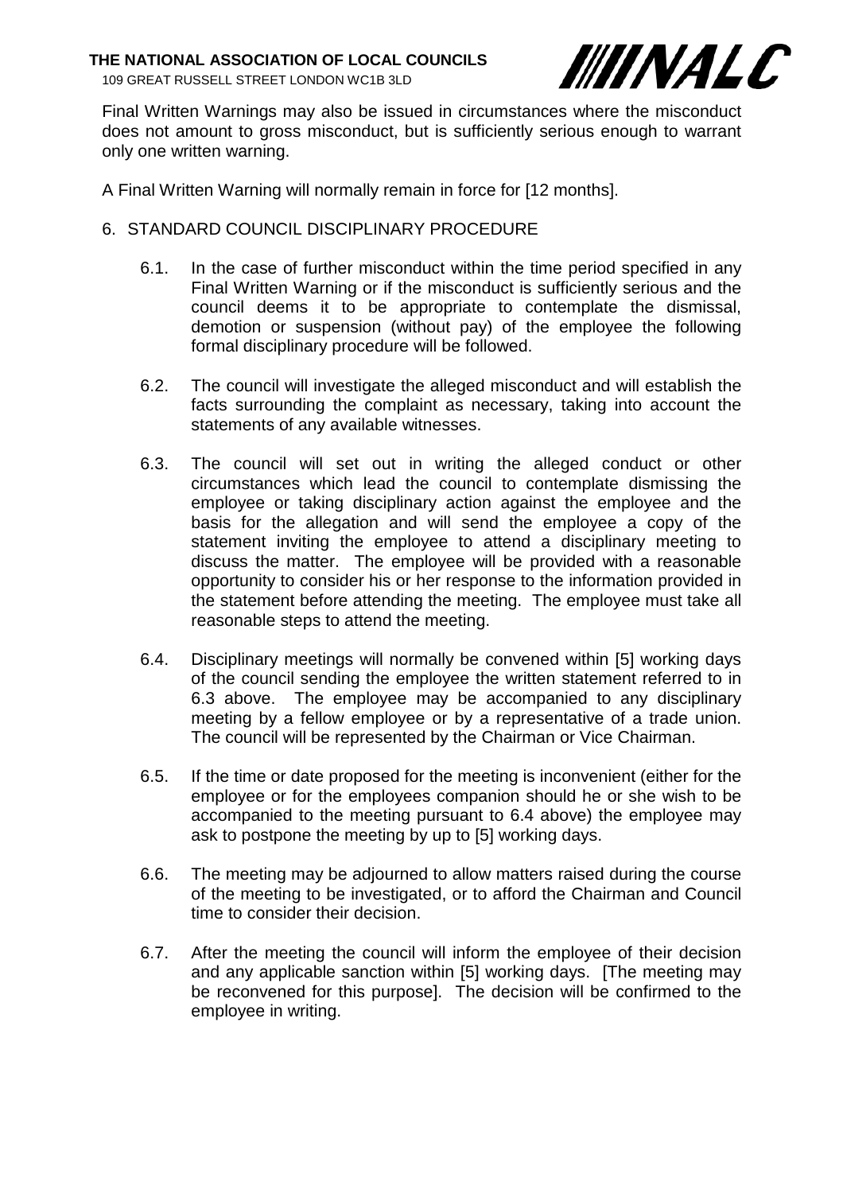Final Written Warnings may also be issued in circumstances where the misconduct does not amount to gross misconduct, but is sufficiently serious enough to warrant only one written warning.

A Final Written Warning will normally remain in force for [12 months].

6. STANDARD COUNCIL DISCIPLINARY PROCEDURE

6.1. In the case of further misconduct within the time period specified in any Final Written Warning or if the misconduct is sufficiently serious and the council deems it to be appropriate to contemplate the dismissal, demotion or suspension (without pay) of the employee the following formal disciplinary procedure will be followed.

6.2. The council will investigate the alleged misconduct and will establish the facts surrounding the complaint as necessary, taking into account the statements of any available witnesses.

6.3. The council will set out in writing the alleged conduct or other circumstances which lead the council to contemplate dismissing the employee or taking disciplinary action against the employee and the basis for the allegation and will send the employee a copy of the statement inviting the employee to attend a disciplinary meeting to discuss the matter. The employee will be provided with a reasonable opportunity to consider his or her response to the information provided in the statement before attending the meeting. The employee must take all reasonable steps to attend the meeting.

6.4. Disciplinary meetings will normally be convened within [5] working days of the council sending the employee the written statement referred to in 6.3 above. The employee may be accompanied to any disciplinary meeting by a fellow employee or by a representative of a trade union. The council will be represented by the Chairman or Vice Chairman.

6.5. If the time or date proposed for the meeting is inconvenient (either for the employee or for the employees companion should he or she wish to be accompanied to the meeting pursuant to 6.4 above) the employee may ask to postpone the meeting by up to [5] working days.

6.6. The meeting may be adjourned to allow matters raised during the course of the meeting to be investigated, or to afford the Chairman and Council time to consider their decision.

6.7. After the meeting the council will inform the employee of their decision and any applicable sanction within [5] working days. [The meeting may be reconvened for this purpose]. The decision will be confirmed to the employee in writing.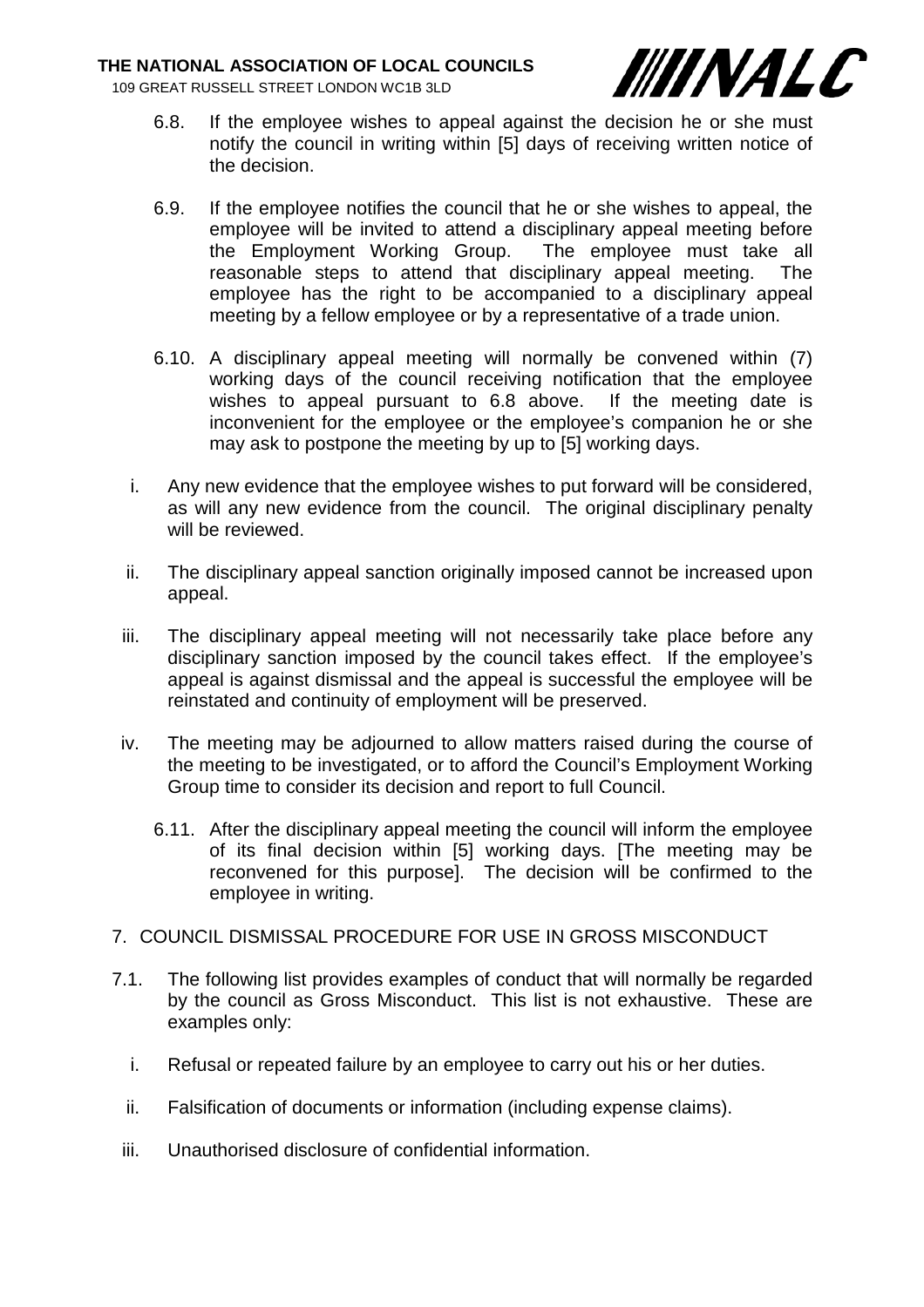6.8. If the employee wishes to appeal against the decision he or she must notify the council in writing within [5] days of receiving written notice of the decision.

6.9. If the employee notifies the council that he or she wishes to appeal, the employee will be invited to attend a disciplinary appeal meeting before the Employment Working Group. The employee must take all reasonable steps to attend that disciplinary appeal meeting. The employee has the right to be accompanied to a disciplinary appeal meeting by a fellow employee or by a representative of a trade union.

6.10. A disciplinary appeal meeting will normally be convened within (7) working days of the council receiving notification that the employee wishes to appeal pursuant to 6.8 above. If the meeting date is inconvenient for the employee or the employee's companion he or she may ask to postpone the meeting by up to [5] working days.

i. Any new evidence that the employee wishes to put forward will be considered, as will any new evidence from the council. The original disciplinary penalty will be reviewed.

ii. The disciplinary appeal sanction originally imposed cannot be increased upon appeal.

iii. The disciplinary appeal meeting will not necessarily take place before any disciplinary sanction imposed by the council takes effect. If the employee's appeal is against dismissal and the appeal is successful the employee will be reinstated and continuity of employment will be preserved.

iv. The meeting may be adjourned to allow matters raised during the course of the meeting to be investigated, or to afford the Council's Employment Working Group time to consider its decision and report to full Council.

6.11. After the disciplinary appeal meeting the council will inform the employee of its final decision within [5] working days. [The meeting may be reconvened for this purpose]. The decision will be confirmed to the employee in writing.

7. COUNCIL DISMISSAL PROCEDURE FOR USE IN GROSS MISCONDUCT

7.1. The following list provides examples of conduct that will normally be regarded by the council as Gross Misconduct. This list is not exhaustive. These are examples only:

i. Refusal or repeated failure by an employee to carry out his or her duties.

ii. Falsification of documents or information (including expense claims).

iii. Unauthorised disclosure of confidential information.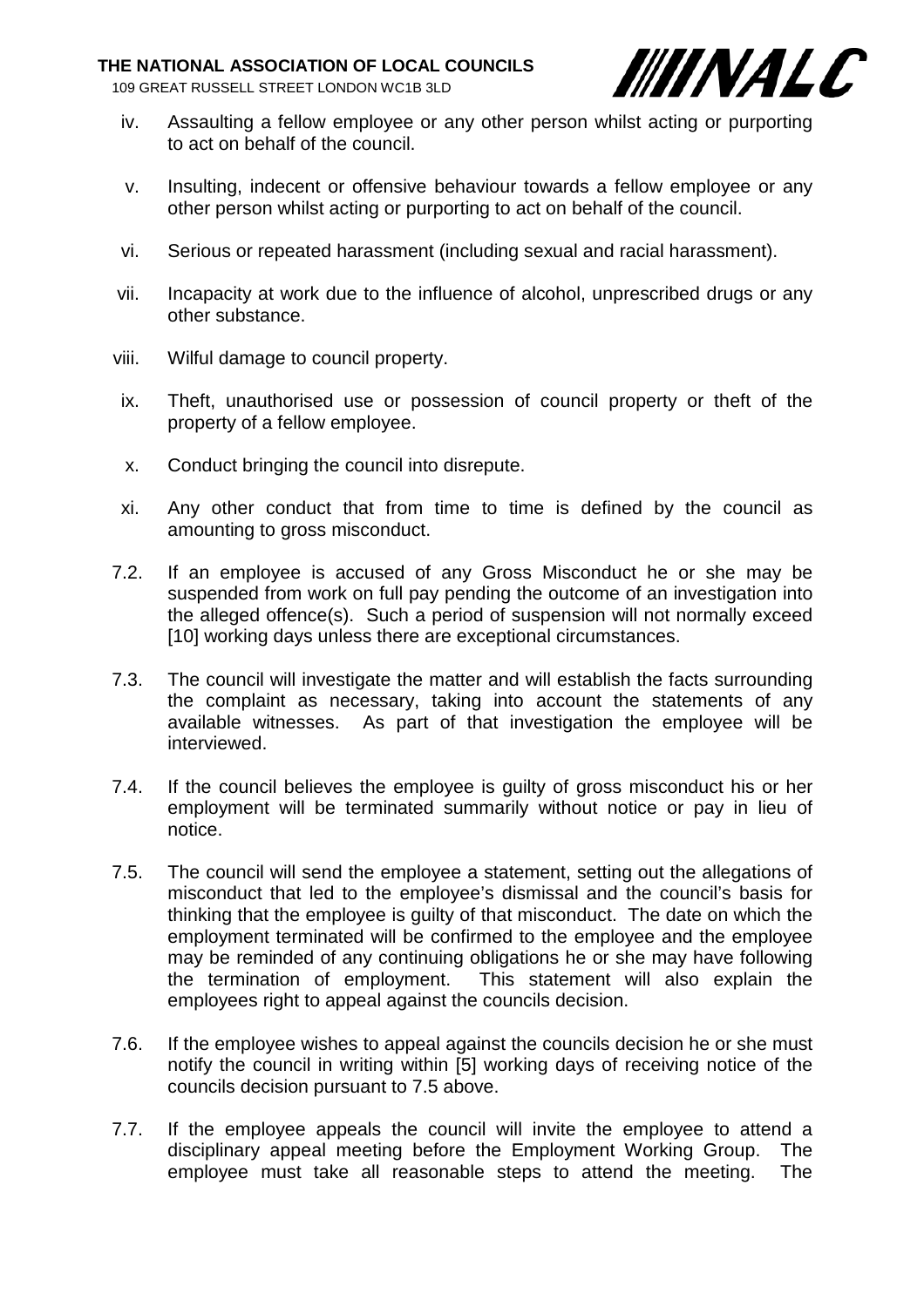iv. Assaulting a fellow employee or any other person whilst acting or purporting to act on behalf of the council.

v. Insulting, indecent or offensive behaviour towards a fellow employee or any other person whilst acting or purporting to act on behalf of the council.

vi. Serious or repeated harassment (including sexual and racial harassment).

vii. Incapacity at work due to the influence of alcohol, unprescribed drugs or any other substance.

viii. Wilful damage to council property.

ix. Theft, unauthorised use or possession of council property or theft of the property of a fellow employee.

x. Conduct bringing the council into disrepute.

xi. Any other conduct that from time to time is defined by the council as amounting to gross misconduct.

7.2. If an employee is accused of any Gross Misconduct he or she may be suspended from work on full pay pending the outcome of an investigation into the alleged offence(s). Such a period of suspension will not normally exceed [10] working days unless there are exceptional circumstances.

7.3. The council will investigate the matter and will establish the facts surrounding the complaint as necessary, taking into account the statements of any available witnesses. As part of that investigation the employee will be interviewed.

7.4. If the council believes the employee is guilty of gross misconduct his or her employment will be terminated summarily without notice or pay in lieu of notice.

7.5. The council will send the employee a statement, setting out the allegations of misconduct that led to the employee's dismissal and the council's basis for thinking that the employee is guilty of that misconduct. The date on which the employment terminated will be confirmed to the employee and the employee may be reminded of any continuing obligations he or she may have following the termination of employment. This statement will also explain the employees right to appeal against the councils decision.

7.6. If the employee wishes to appeal against the councils decision he or she must notify the council in writing within [5] working days of receiving notice of the councils decision pursuant to 7.5 above.

7.7. If the employee appeals the council will invite the employee to attend a disciplinary appeal meeting before the Employment Working Group. The employee must take all reasonable steps to attend the meeting. The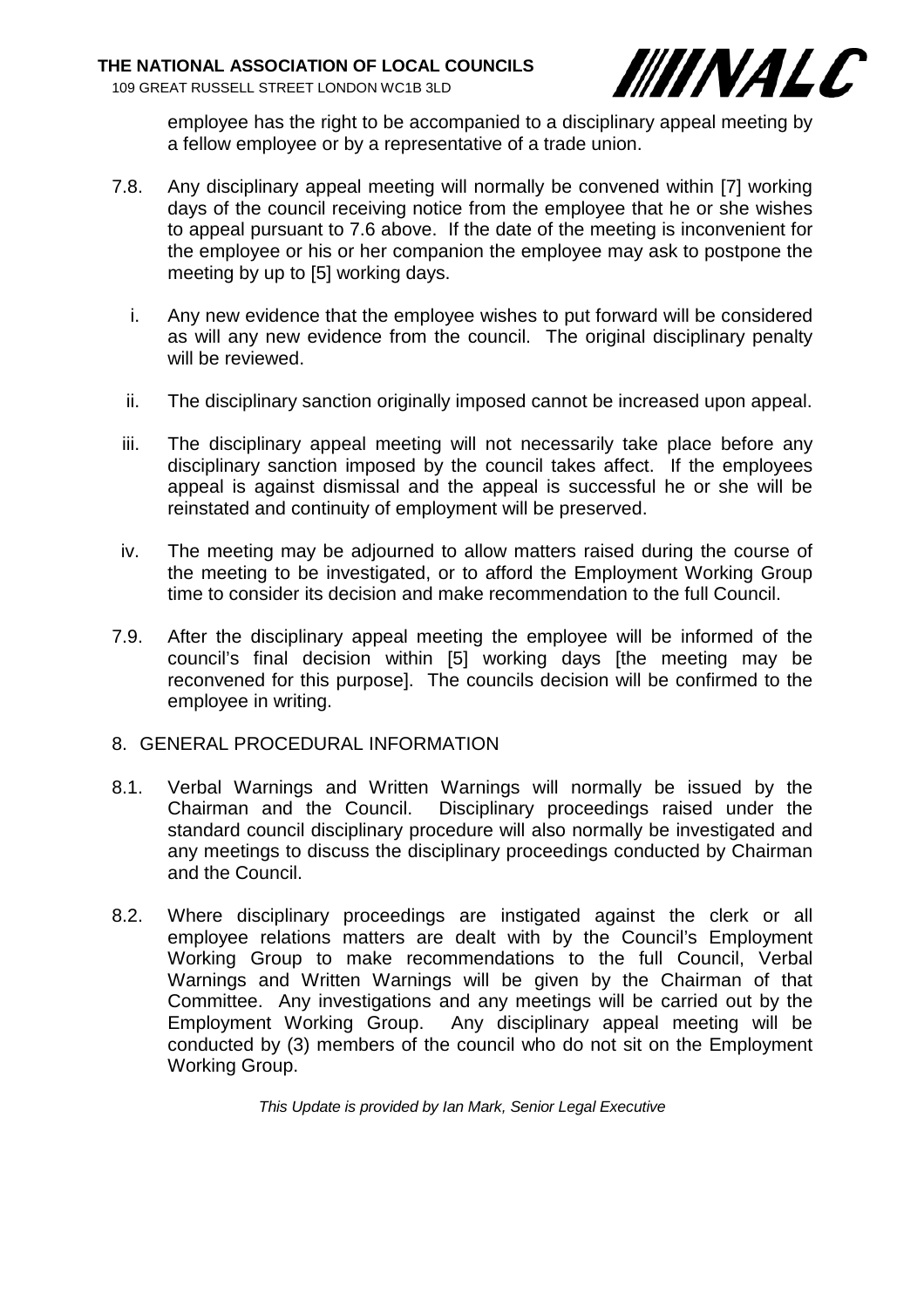employee has the right to be accompanied to a disciplinary appeal meeting by a fellow employee or by a representative of a trade union.

7.8. Any disciplinary appeal meeting will normally be convened within [7] working days of the council receiving notice from the employee that he or she wishes to appeal pursuant to 7.6 above. If the date of the meeting is inconvenient for the employee or his or her companion the employee may ask to postpone the meeting by up to [5] working days.

   i. Any new evidence that the employee wishes to put forward will be considered as will any new evidence from the council. The original disciplinary penalty will be reviewed.

   ii. The disciplinary sanction originally imposed cannot be increased upon appeal.

   iii. The disciplinary appeal meeting will not necessarily take place before any disciplinary sanction imposed by the council takes affect. If the employees appeal is against dismissal and the appeal is successful he or she will be reinstated and continuity of employment will be preserved.

   iv. The meeting may be adjourned to allow matters raised during the course of the meeting to be investigated, or to afford the Employment Working Group time to consider its decision and make recommendation to the full Council.

7.9. After the disciplinary appeal meeting the employee will be informed of the council's final decision within [5] working days [the meeting may be reconvened for this purpose]. The councils decision will be confirmed to the employee in writing.

8. GENERAL PROCEDURAL INFORMATION

8.1. Verbal Warnings and Written Warnings will normally be issued by the Chairman and the Council. Disciplinary proceedings raised under the standard council disciplinary procedure will also normally be investigated and any meetings to discuss the disciplinary proceedings conducted by Chairman and the Council.

8.2. Where disciplinary proceedings are instigated against the clerk or all employee relations matters are dealt with by the Council's Employment Working Group to make recommendations to the full Council, Verbal Warnings and Written Warnings will be given by the Chairman of that Committee. Any investigations and any meetings will be carried out by the Employment Working Group. Any disciplinary appeal meeting will be conducted by (3) members of the council who do not sit on the Employment Working Group.

*This Update is provided by Ian Mark, Senior Legal Executive*